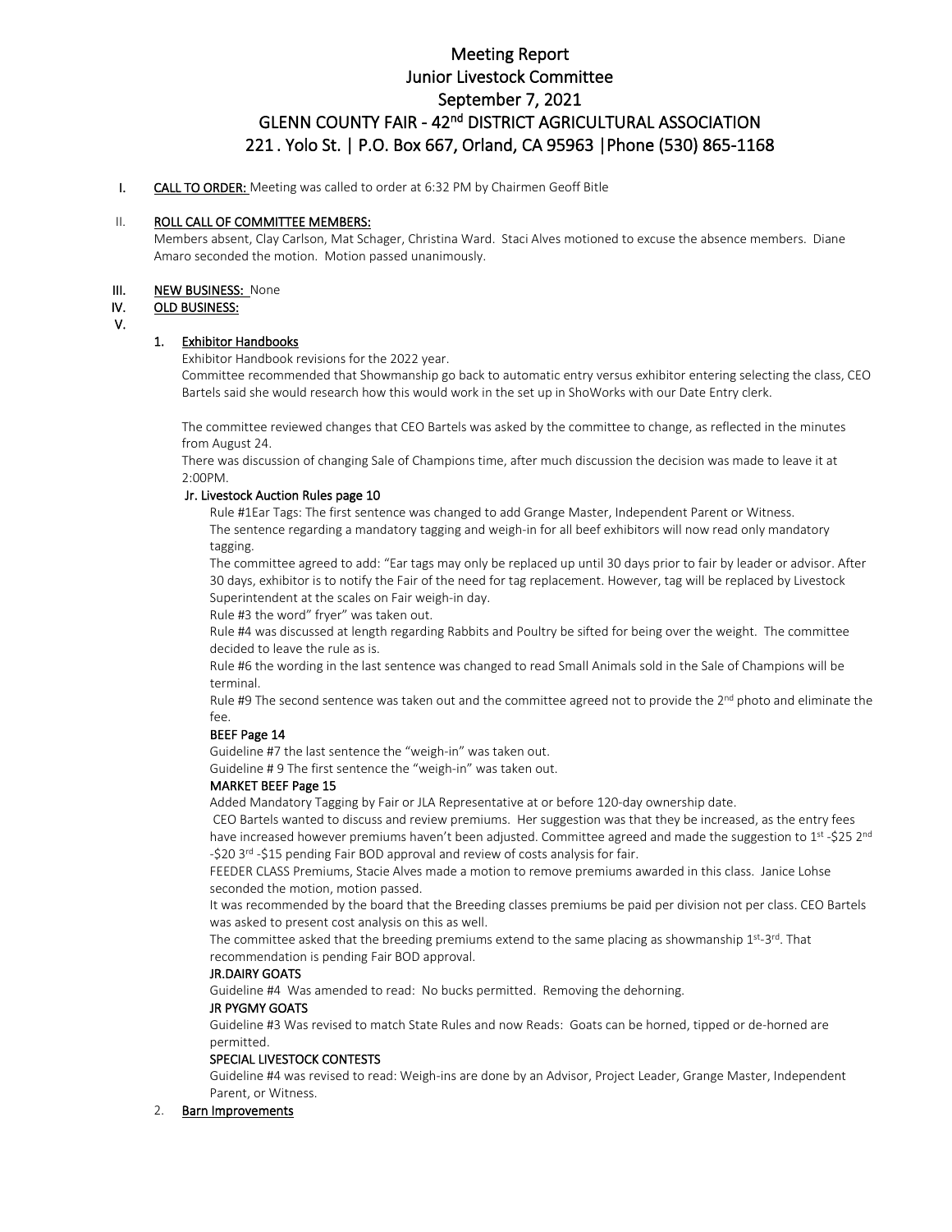# Meeting Report
# Junior Livestock Committee
# September 7, 2021
# GLENN COUNTY FAIR - 42nd DISTRICT AGRICULTURAL ASSOCIATION
# 221 . Yolo St. | P.O. Box 667, Orland, CA 95963 |Phone (530) 865-1168

I. **CALL TO ORDER:** Meeting was called to order at 6:32 PM by Chairmen Geoff Bitle

II. **ROLL CALL OF COMMITTEE MEMBERS:**
Members absent, Clay Carlson, Mat Schager, Christina Ward. Staci Alves motioned to excuse the absence members. Diane Amaro seconded the motion. Motion passed unanimously.

III. **NEW BUSINESS:** None

IV. **OLD BUSINESS:**

V.

1. **Exhibitor Handbooks**

Exhibitor Handbook revisions for the 2022 year.
Committee recommended that Showmanship go back to automatic entry versus exhibitor entering selecting the class, CEO Bartels said she would research how this would work in the set up in ShoWorks with our Date Entry clerk.

The committee reviewed changes that CEO Bartels was asked by the committee to change, as reflected in the minutes from August 24.
There was discussion of changing Sale of Champions time, after much discussion the decision was made to leave it at 2:00PM.

**Jr. Livestock Auction Rules page 10**

Rule #1Ear Tags: The first sentence was changed to add Grange Master, Independent Parent or Witness.
The sentence regarding a mandatory tagging and weigh-in for all beef exhibitors will now read only mandatory tagging.
The committee agreed to add: "Ear tags may only be replaced up until 30 days prior to fair by leader or advisor. After 30 days, exhibitor is to notify the Fair of the need for tag replacement. However, tag will be replaced by Livestock Superintendent at the scales on Fair weigh-in day.
Rule #3 the word" fryer" was taken out.
Rule #4 was discussed at length regarding Rabbits and Poultry be sifted for being over the weight. The committee decided to leave the rule as is.
Rule #6 the wording in the last sentence was changed to read Small Animals sold in the Sale of Champions will be terminal.
Rule #9 The second sentence was taken out and the committee agreed not to provide the 2nd photo and eliminate the fee.

**BEEF Page 14**

Guideline #7 the last sentence the "weigh-in" was taken out.
Guideline # 9 The first sentence the "weigh-in" was taken out.

**MARKET BEEF Page 15**

Added Mandatory Tagging by Fair or JLA Representative at or before 120-day ownership date.
CEO Bartels wanted to discuss and review premiums. Her suggestion was that they be increased, as the entry fees have increased however premiums haven't been adjusted. Committee agreed and made the suggestion to 1st -$25 2nd -$20 3rd -$15 pending Fair BOD approval and review of costs analysis for fair.
FEEDER CLASS Premiums, Stacie Alves made a motion to remove premiums awarded in this class. Janice Lohse seconded the motion, motion passed.
It was recommended by the board that the Breeding classes premiums be paid per division not per class. CEO Bartels was asked to present cost analysis on this as well.
The committee asked that the breeding premiums extend to the same placing as showmanship 1st-3rd. That recommendation is pending Fair BOD approval.

**JR.DAIRY GOATS**

Guideline #4 Was amended to read: No bucks permitted. Removing the dehorning.

**JR PYGMY GOATS**

Guideline #3 Was revised to match State Rules and now Reads: Goats can be horned, tipped or de-horned are permitted.

**SPECIAL LIVESTOCK CONTESTS**

Guideline #4 was revised to read: Weigh-ins are done by an Advisor, Project Leader, Grange Master, Independent Parent, or Witness.

2. **Barn Improvements**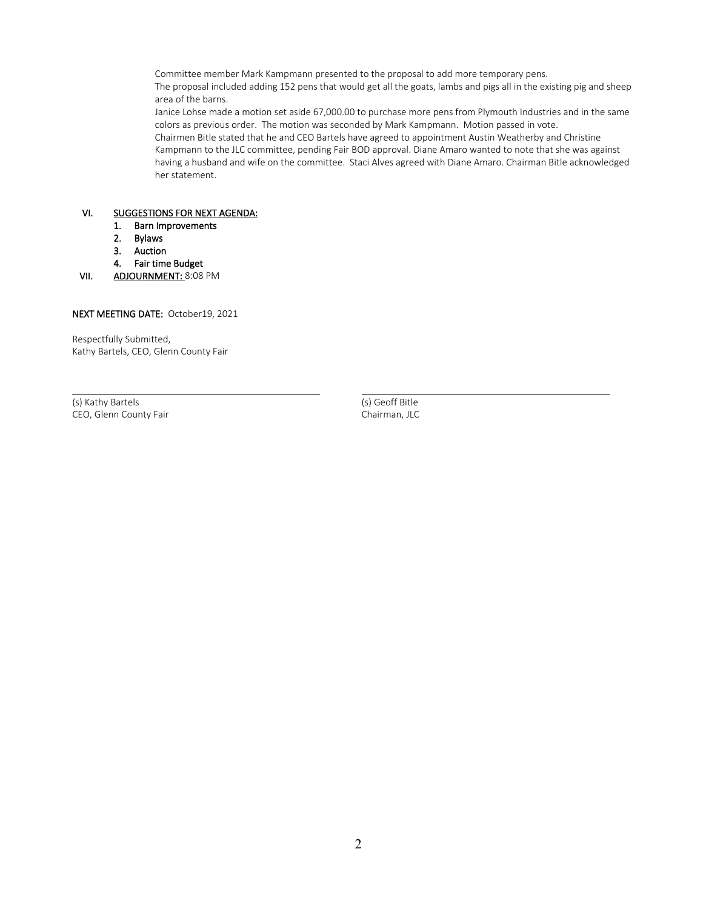Committee member Mark Kampmann presented to the proposal to add more temporary pens.
The proposal included adding 152 pens that would get all the goats, lambs and pigs all in the existing pig and sheep area of the barns.
Janice Lohse made a motion set aside 67,000.00 to purchase more pens from Plymouth Industries and in the same colors as previous order. The motion was seconded by Mark Kampmann. Motion passed in vote.
Chairmen Bitle stated that he and CEO Bartels have agreed to appointment Austin Weatherby and Christine Kampmann to the JLC committee, pending Fair BOD approval. Diane Amaro wanted to note that she was against having a husband and wife on the committee. Staci Alves agreed with Diane Amaro. Chairman Bitle acknowledged her statement.

## VI. SUGGESTIONS FOR NEXT AGENDA:

1. **Barn Improvements**
2. **Bylaws**
3. **Auction**
4. **Fair time Budget**

## VII. ADJOURNMENT: 8:08 PM

**NEXT MEETING DATE:** October19, 2021

Respectfully Submitted,
Kathy Bartels, CEO, Glenn County Fair

(s) Kathy Bartels
CEO, Glenn County Fair

(s) Geoff Bitle
Chairman, JLC